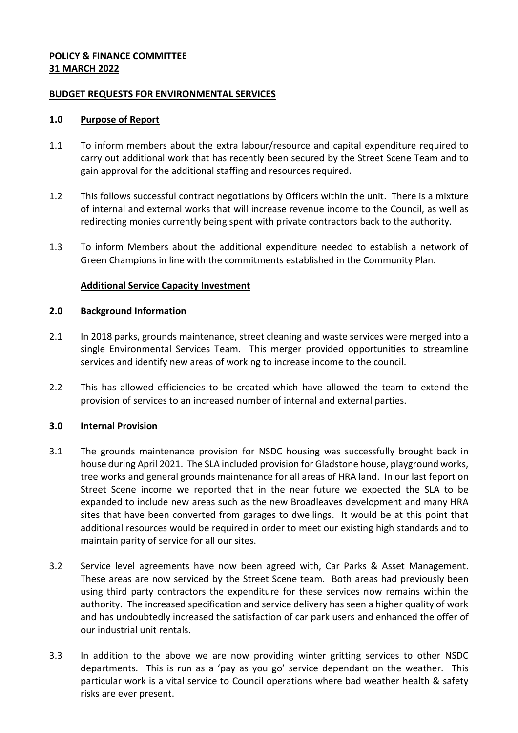**POLICY & FINANCE COMMITTEE**
**31 MARCH 2022**

**BUDGET REQUESTS FOR ENVIRONMENTAL SERVICES**

**1.0 Purpose of Report**

1.1 To inform members about the extra labour/resource and capital expenditure required to carry out additional work that has recently been secured by the Street Scene Team and to gain approval for the additional staffing and resources required.

1.2 This follows successful contract negotiations by Officers within the unit. There is a mixture of internal and external works that will increase revenue income to the Council, as well as redirecting monies currently being spent with private contractors back to the authority.

1.3 To inform Members about the additional expenditure needed to establish a network of Green Champions in line with the commitments established in the Community Plan.

**Additional Service Capacity Investment**

**2.0 Background Information**

2.1 In 2018 parks, grounds maintenance, street cleaning and waste services were merged into a single Environmental Services Team. This merger provided opportunities to streamline services and identify new areas of working to increase income to the council.

2.2 This has allowed efficiencies to be created which have allowed the team to extend the provision of services to an increased number of internal and external parties.

**3.0 Internal Provision**

3.1 The grounds maintenance provision for NSDC housing was successfully brought back in house during April 2021. The SLA included provision for Gladstone house, playground works, tree works and general grounds maintenance for all areas of HRA land. In our last feport on Street Scene income we reported that in the near future we expected the SLA to be expanded to include new areas such as the new Broadleaves development and many HRA sites that have been converted from garages to dwellings. It would be at this point that additional resources would be required in order to meet our existing high standards and to maintain parity of service for all our sites.

3.2 Service level agreements have now been agreed with, Car Parks & Asset Management. These areas are now serviced by the Street Scene team. Both areas had previously been using third party contractors the expenditure for these services now remains within the authority. The increased specification and service delivery has seen a higher quality of work and has undoubtedly increased the satisfaction of car park users and enhanced the offer of our industrial unit rentals.

3.3 In addition to the above we are now providing winter gritting services to other NSDC departments. This is run as a 'pay as you go' service dependant on the weather. This particular work is a vital service to Council operations where bad weather health & safety risks are ever present.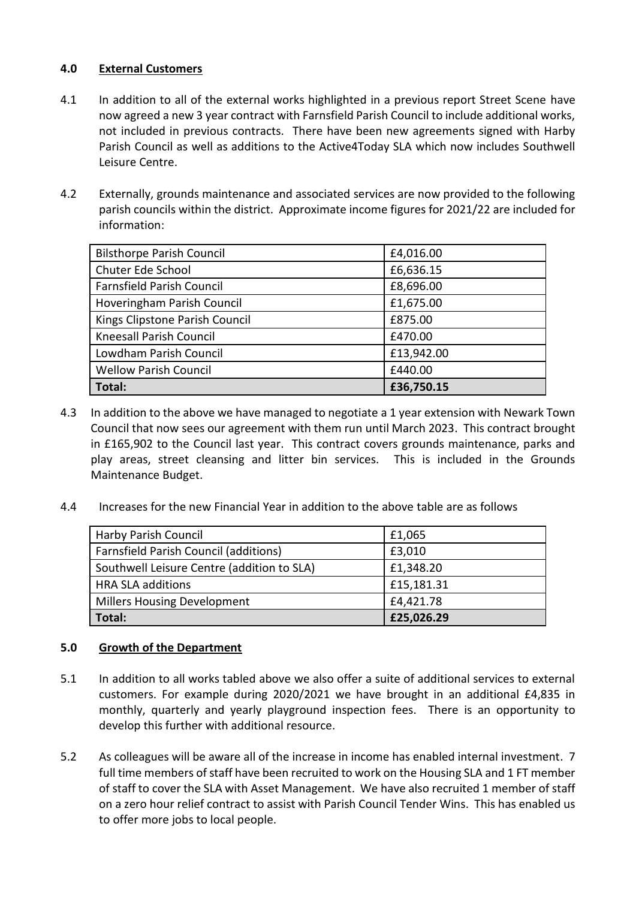## 4.0 External Customers

4.1 In addition to all of the external works highlighted in a previous report Street Scene have now agreed a new 3 year contract with Farnsfield Parish Council to include additional works, not included in previous contracts. There have been new agreements signed with Harby Parish Council as well as additions to the Active4Today SLA which now includes Southwell Leisure Centre.

4.2 Externally, grounds maintenance and associated services are now provided to the following parish councils within the district. Approximate income figures for 2021/22 are included for information:

| | |
|---|---|
| Bilsthorpe Parish Council | £4,016.00 |
| Chuter Ede School | £6,636.15 |
| Farnsfield Parish Council | £8,696.00 |
| Hoveringham Parish Council | £1,675.00 |
| Kings Clipstone Parish Council | £875.00 |
| Kneesall Parish Council | £470.00 |
| Lowdham Parish Council | £13,942.00 |
| Wellow Parish Council | £440.00 |
| **Total:** | **£36,750.15** |

4.3 In addition to the above we have managed to negotiate a 1 year extension with Newark Town Council that now sees our agreement with them run until March 2023. This contract brought in £165,902 to the Council last year. This contract covers grounds maintenance, parks and play areas, street cleansing and litter bin services. This is included in the Grounds Maintenance Budget.

4.4 Increases for the new Financial Year in addition to the above table are as follows

| | |
|---|---|
| Harby Parish Council | £1,065 |
| Farnsfield Parish Council (additions) | £3,010 |
| Southwell Leisure Centre (addition to SLA) | £1,348.20 |
| HRA SLA additions | £15,181.31 |
| Millers Housing Development | £4,421.78 |
| **Total:** | **£25,026.29** |

## 5.0 Growth of the Department

5.1 In addition to all works tabled above we also offer a suite of additional services to external customers. For example during 2020/2021 we have brought in an additional £4,835 in monthly, quarterly and yearly playground inspection fees. There is an opportunity to develop this further with additional resource.

5.2 As colleagues will be aware all of the increase in income has enabled internal investment. 7 full time members of staff have been recruited to work on the Housing SLA and 1 FT member of staff to cover the SLA with Asset Management. We have also recruited 1 member of staff on a zero hour relief contract to assist with Parish Council Tender Wins. This has enabled us to offer more jobs to local people.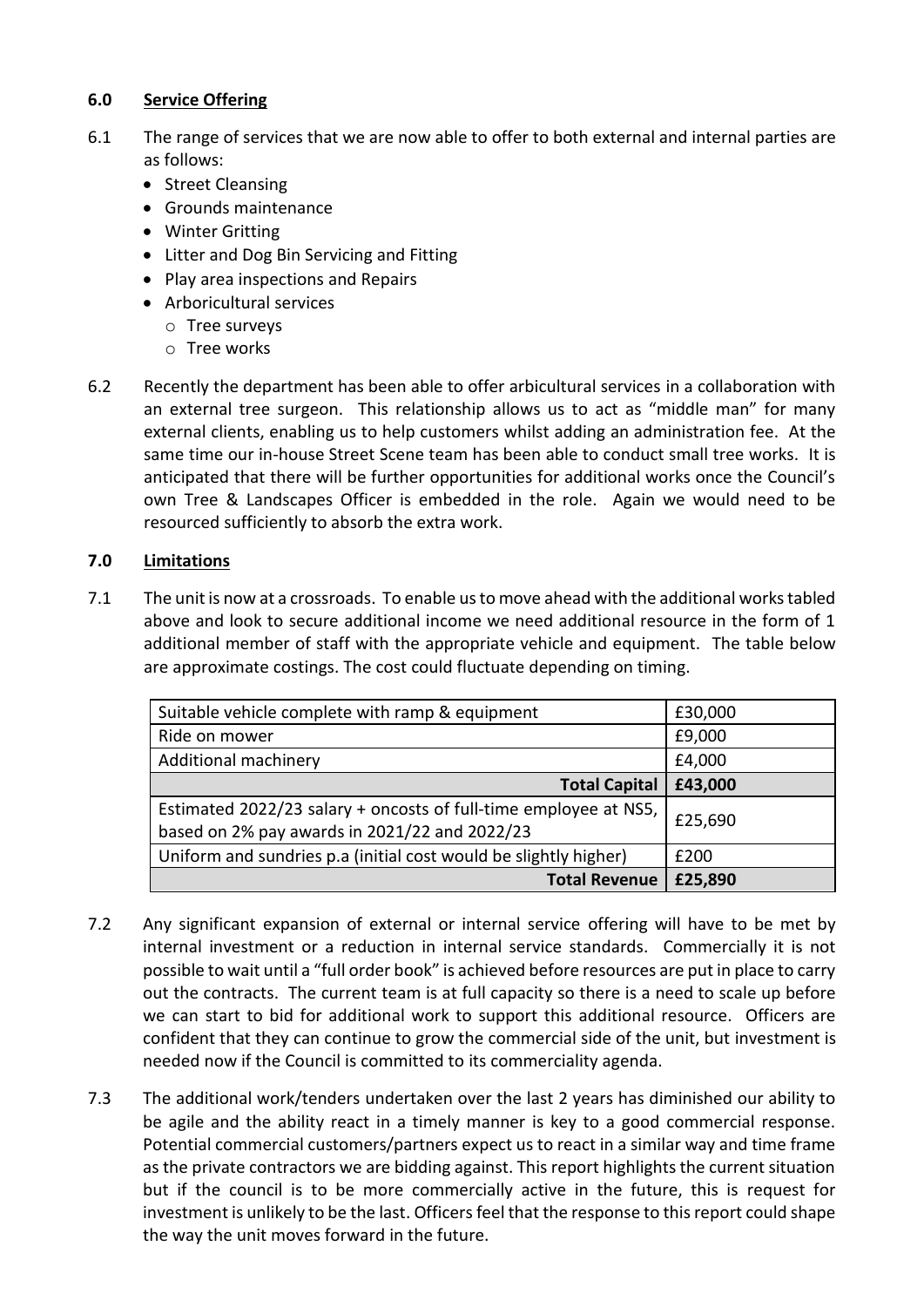## 6.0 Service Offering

6.1 The range of services that we are now able to offer to both external and internal parties are as follows:

- Street Cleansing
- Grounds maintenance
- Winter Gritting
- Litter and Dog Bin Servicing and Fitting
- Play area inspections and Repairs
- Arboricultural services
  - Tree surveys
  - Tree works

6.2 Recently the department has been able to offer arbicultural services in a collaboration with an external tree surgeon. This relationship allows us to act as "middle man" for many external clients, enabling us to help customers whilst adding an administration fee. At the same time our in-house Street Scene team has been able to conduct small tree works. It is anticipated that there will be further opportunities for additional works once the Council's own Tree & Landscapes Officer is embedded in the role. Again we would need to be resourced sufficiently to absorb the extra work.

## 7.0 Limitations

7.1 The unit is now at a crossroads. To enable us to move ahead with the additional works tabled above and look to secure additional income we need additional resource in the form of 1 additional member of staff with the appropriate vehicle and equipment. The table below are approximate costings. The cost could fluctuate depending on timing.

| | |
|---|---|
| Suitable vehicle complete with ramp & equipment | £30,000 |
| Ride on mower | £9,000 |
| Additional machinery | £4,000 |
| **Total Capital** | **£43,000** |
| Estimated 2022/23 salary + oncosts of full-time employee at NS5, based on 2% pay awards in 2021/22 and 2022/23 | £25,690 |
| Uniform and sundries p.a (initial cost would be slightly higher) | £200 |
| **Total Revenue** | **£25,890** |

7.2 Any significant expansion of external or internal service offering will have to be met by internal investment or a reduction in internal service standards. Commercially it is not possible to wait until a "full order book" is achieved before resources are put in place to carry out the contracts. The current team is at full capacity so there is a need to scale up before we can start to bid for additional work to support this additional resource. Officers are confident that they can continue to grow the commercial side of the unit, but investment is needed now if the Council is committed to its commerciality agenda.

7.3 The additional work/tenders undertaken over the last 2 years has diminished our ability to be agile and the ability react in a timely manner is key to a good commercial response. Potential commercial customers/partners expect us to react in a similar way and time frame as the private contractors we are bidding against. This report highlights the current situation but if the council is to be more commercially active in the future, this is request for investment is unlikely to be the last. Officers feel that the response to this report could shape the way the unit moves forward in the future.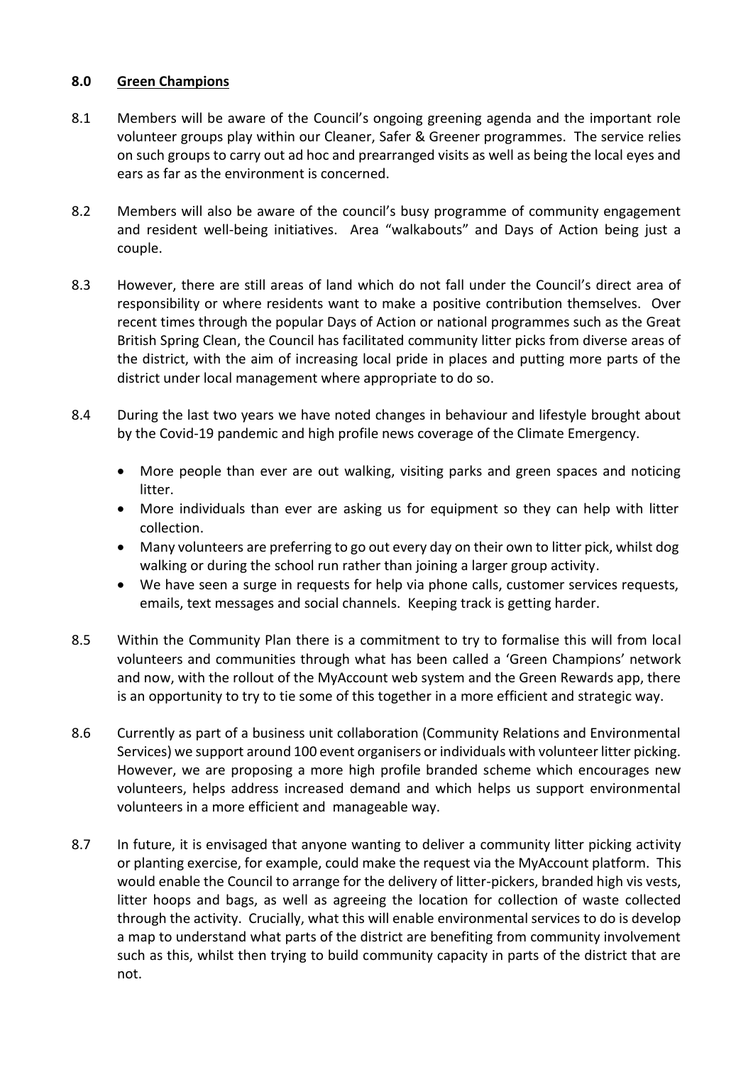## 8.0 Green Champions

8.1 Members will be aware of the Council's ongoing greening agenda and the important role volunteer groups play within our Cleaner, Safer & Greener programmes. The service relies on such groups to carry out ad hoc and prearranged visits as well as being the local eyes and ears as far as the environment is concerned.

8.2 Members will also be aware of the council's busy programme of community engagement and resident well-being initiatives. Area "walkabouts" and Days of Action being just a couple.

8.3 However, there are still areas of land which do not fall under the Council's direct area of responsibility or where residents want to make a positive contribution themselves. Over recent times through the popular Days of Action or national programmes such as the Great British Spring Clean, the Council has facilitated community litter picks from diverse areas of the district, with the aim of increasing local pride in places and putting more parts of the district under local management where appropriate to do so.

8.4 During the last two years we have noted changes in behaviour and lifestyle brought about by the Covid-19 pandemic and high profile news coverage of the Climate Emergency.

- More people than ever are out walking, visiting parks and green spaces and noticing litter.
- More individuals than ever are asking us for equipment so they can help with litter collection.
- Many volunteers are preferring to go out every day on their own to litter pick, whilst dog walking or during the school run rather than joining a larger group activity.
- We have seen a surge in requests for help via phone calls, customer services requests, emails, text messages and social channels. Keeping track is getting harder.

8.5 Within the Community Plan there is a commitment to try to formalise this will from local volunteers and communities through what has been called a 'Green Champions' network and now, with the rollout of the MyAccount web system and the Green Rewards app, there is an opportunity to try to tie some of this together in a more efficient and strategic way.

8.6 Currently as part of a business unit collaboration (Community Relations and Environmental Services) we support around 100 event organisers or individuals with volunteer litter picking. However, we are proposing a more high profile branded scheme which encourages new volunteers, helps address increased demand and which helps us support environmental volunteers in a more efficient and manageable way.

8.7 In future, it is envisaged that anyone wanting to deliver a community litter picking activity or planting exercise, for example, could make the request via the MyAccount platform. This would enable the Council to arrange for the delivery of litter-pickers, branded high vis vests, litter hoops and bags, as well as agreeing the location for collection of waste collected through the activity. Crucially, what this will enable environmental services to do is develop a map to understand what parts of the district are benefiting from community involvement such as this, whilst then trying to build community capacity in parts of the district that are not.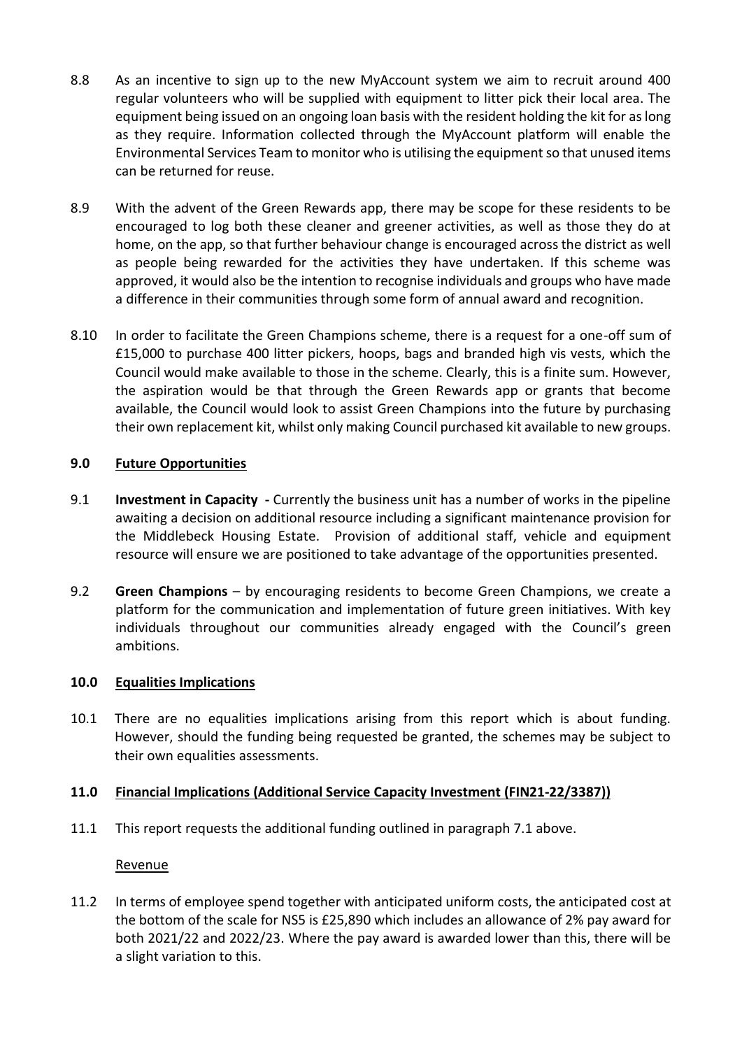8.8 As an incentive to sign up to the new MyAccount system we aim to recruit around 400 regular volunteers who will be supplied with equipment to litter pick their local area. The equipment being issued on an ongoing loan basis with the resident holding the kit for as long as they require. Information collected through the MyAccount platform will enable the Environmental Services Team to monitor who is utilising the equipment so that unused items can be returned for reuse.

8.9 With the advent of the Green Rewards app, there may be scope for these residents to be encouraged to log both these cleaner and greener activities, as well as those they do at home, on the app, so that further behaviour change is encouraged across the district as well as people being rewarded for the activities they have undertaken. If this scheme was approved, it would also be the intention to recognise individuals and groups who have made a difference in their communities through some form of annual award and recognition.

8.10 In order to facilitate the Green Champions scheme, there is a request for a one-off sum of £15,000 to purchase 400 litter pickers, hoops, bags and branded high vis vests, which the Council would make available to those in the scheme. Clearly, this is a finite sum. However, the aspiration would be that through the Green Rewards app or grants that become available, the Council would look to assist Green Champions into the future by purchasing their own replacement kit, whilst only making Council purchased kit available to new groups.

## 9.0 Future Opportunities

9.1 **Investment in Capacity -** Currently the business unit has a number of works in the pipeline awaiting a decision on additional resource including a significant maintenance provision for the Middlebeck Housing Estate. Provision of additional staff, vehicle and equipment resource will ensure we are positioned to take advantage of the opportunities presented.

9.2 **Green Champions** – by encouraging residents to become Green Champions, we create a platform for the communication and implementation of future green initiatives. With key individuals throughout our communities already engaged with the Council's green ambitions.

## 10.0 Equalities Implications

10.1 There are no equalities implications arising from this report which is about funding. However, should the funding being requested be granted, the schemes may be subject to their own equalities assessments.

## 11.0 Financial Implications (Additional Service Capacity Investment (FIN21-22/3387))

11.1 This report requests the additional funding outlined in paragraph 7.1 above.

Revenue

11.2 In terms of employee spend together with anticipated uniform costs, the anticipated cost at the bottom of the scale for NS5 is £25,890 which includes an allowance of 2% pay award for both 2021/22 and 2022/23. Where the pay award is awarded lower than this, there will be a slight variation to this.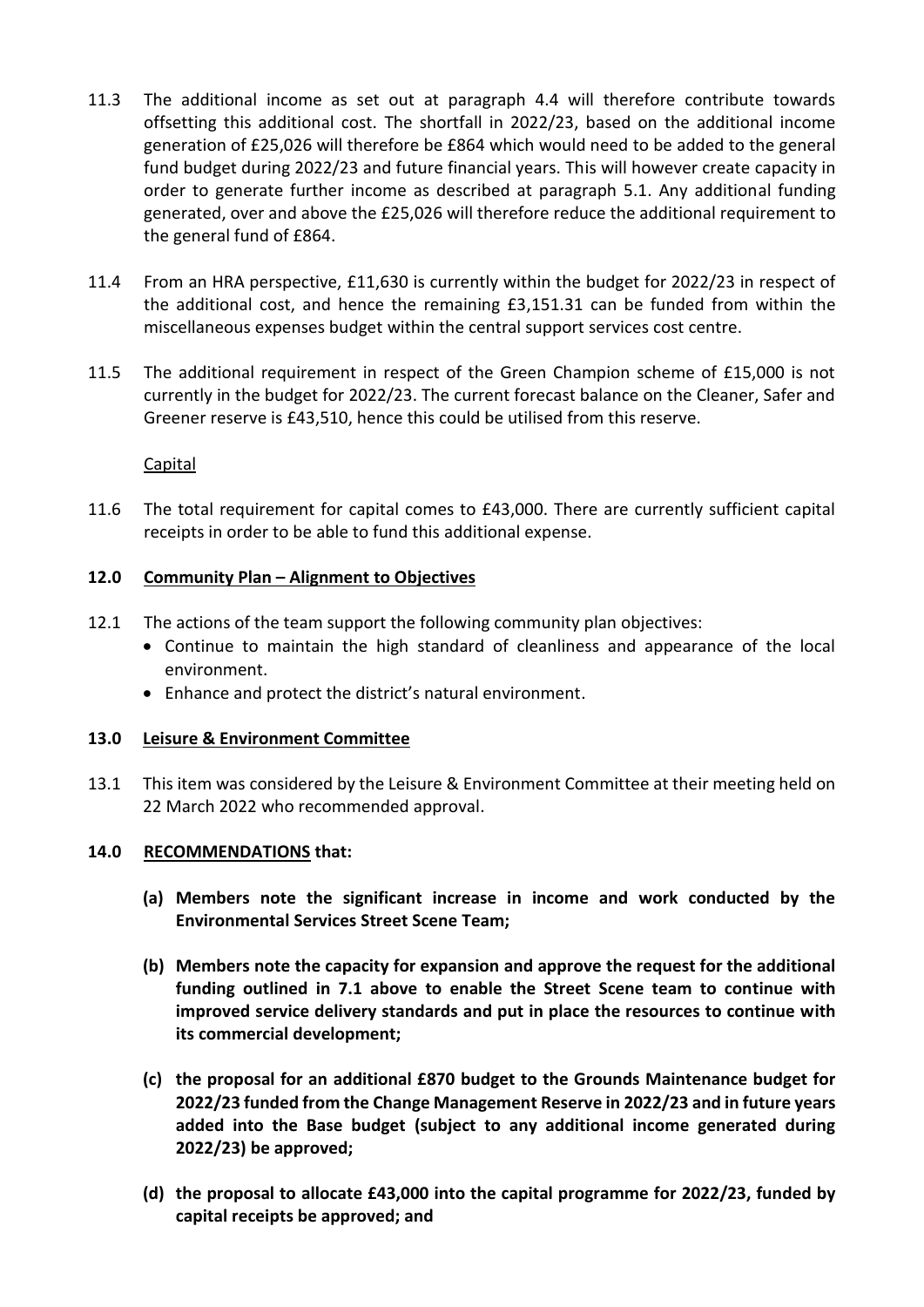11.3 The additional income as set out at paragraph 4.4 will therefore contribute towards offsetting this additional cost. The shortfall in 2022/23, based on the additional income generation of £25,026 will therefore be £864 which would need to be added to the general fund budget during 2022/23 and future financial years. This will however create capacity in order to generate further income as described at paragraph 5.1. Any additional funding generated, over and above the £25,026 will therefore reduce the additional requirement to the general fund of £864.

11.4 From an HRA perspective, £11,630 is currently within the budget for 2022/23 in respect of the additional cost, and hence the remaining £3,151.31 can be funded from within the miscellaneous expenses budget within the central support services cost centre.

11.5 The additional requirement in respect of the Green Champion scheme of £15,000 is not currently in the budget for 2022/23. The current forecast balance on the Cleaner, Safer and Greener reserve is £43,510, hence this could be utilised from this reserve.

<u>Capital</u>

11.6 The total requirement for capital comes to £43,000. There are currently sufficient capital receipts in order to be able to fund this additional expense.

## 12.0 <u>Community Plan – Alignment to Objectives</u>

12.1 The actions of the team support the following community plan objectives:

- Continue to maintain the high standard of cleanliness and appearance of the local environment.
- Enhance and protect the district's natural environment.

## 13.0 <u>Leisure & Environment Committee</u>

13.1 This item was considered by the Leisure & Environment Committee at their meeting held on 22 March 2022 who recommended approval.

## 14.0 <u>RECOMMENDATIONS</u> that:

**(a) Members note the significant increase in income and work conducted by the Environmental Services Street Scene Team;**

**(b) Members note the capacity for expansion and approve the request for the additional funding outlined in 7.1 above to enable the Street Scene team to continue with improved service delivery standards and put in place the resources to continue with its commercial development;**

**(c) the proposal for an additional £870 budget to the Grounds Maintenance budget for 2022/23 funded from the Change Management Reserve in 2022/23 and in future years added into the Base budget (subject to any additional income generated during 2022/23) be approved;**

**(d) the proposal to allocate £43,000 into the capital programme for 2022/23, funded by capital receipts be approved; and**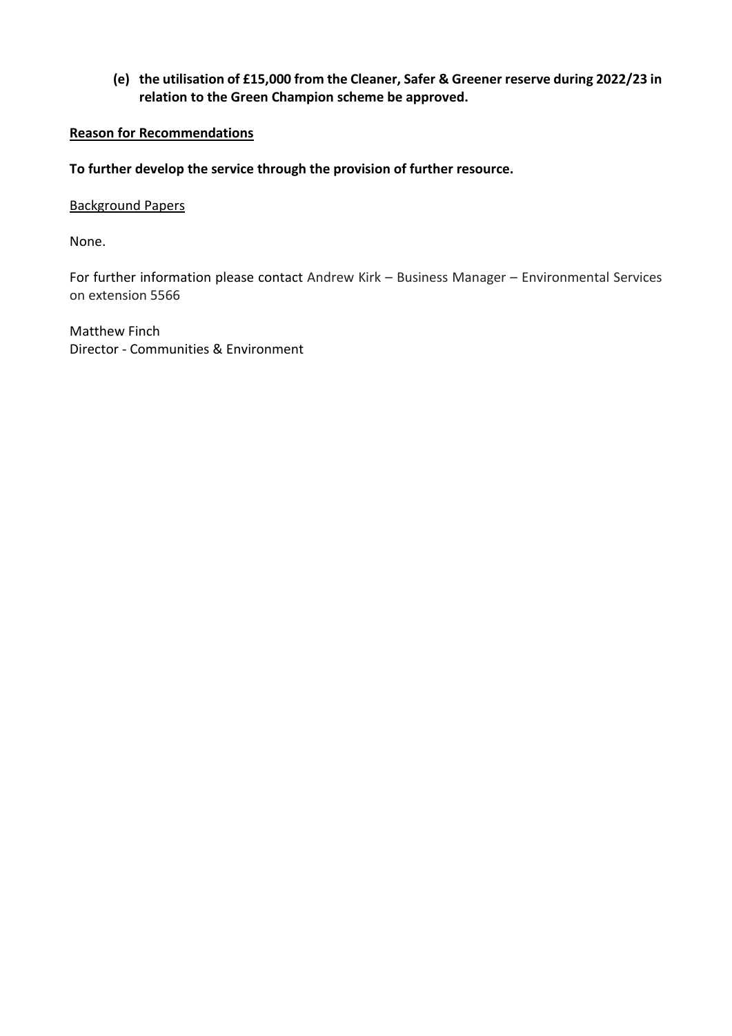**(e) the utilisation of £15,000 from the Cleaner, Safer & Greener reserve during 2022/23 in relation to the Green Champion scheme be approved.**

**<u>Reason for Recommendations</u>**

**To further develop the service through the provision of further resource.**

<u>Background Papers</u>

None.

For further information please contact Andrew Kirk – Business Manager – Environmental Services on extension 5566

Matthew Finch
Director - Communities & Environment